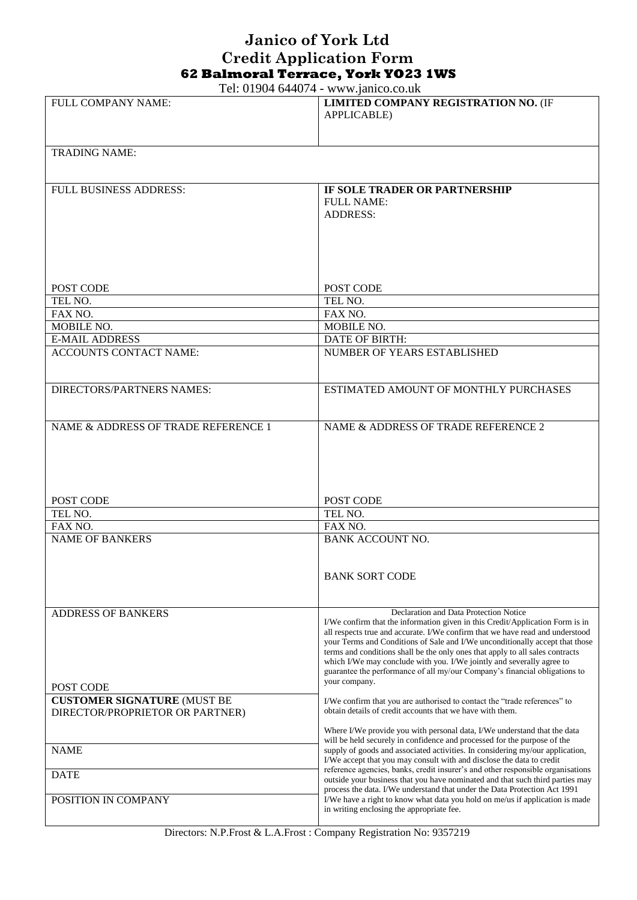# Janico of York Ltd
# Credit Application Form
## 62 Balmoral Terrace, York YO23 1WS

Tel: 01904 644074 - www.janico.co.uk

| FULL COMPANY NAME: | **LIMITED COMPANY REGISTRATION NO.** (IF APPLICABLE) |
|---|---|
| TRADING NAME: | |
| FULL BUSINESS ADDRESS: | **IF SOLE TRADER OR PARTNERSHIP** FULL NAME: ADDRESS: |
| POST CODE | POST CODE |
| TEL NO. | TEL NO. |
| FAX NO. | FAX NO. |
| MOBILE NO. | MOBILE NO. |
| E-MAIL ADDRESS | DATE OF BIRTH: |
| ACCOUNTS CONTACT NAME: | NUMBER OF YEARS ESTABLISHED |
| DIRECTORS/PARTNERS NAMES: | ESTIMATED AMOUNT OF MONTHLY PURCHASES |
| NAME & ADDRESS OF TRADE REFERENCE 1 | NAME & ADDRESS OF TRADE REFERENCE 2 |
| POST CODE | POST CODE |
| TEL NO. | TEL NO. |
| FAX NO. | FAX NO. |
| NAME OF BANKERS | BANK ACCOUNT NO. BANK SORT CODE |
| ADDRESS OF BANKERS POST CODE | Declaration and Data Protection Notice I/We confirm that the information given in this Credit/Application Form is in all respects true and accurate. I/We confirm that we have read and understood your Terms and Conditions of Sale and I/We unconditionally accept that those terms and conditions shall be the only ones that apply to all sales contracts which I/We may conclude with you. I/We jointly and severally agree to guarantee the performance of all my/our Company's financial obligations to your company. |
| **CUSTOMER SIGNATURE** (MUST BE DIRECTOR/PROPRIETOR OR PARTNER) | I/We confirm that you are authorised to contact the "trade references" to obtain details of credit accounts that we have with them. |
| NAME | Where I/We provide you with personal data, I/We understand that the data will be held securely in confidence and processed for the purpose of the supply of goods and associated activities. In considering my/our application, I/We accept that you may consult with and disclose the data to credit reference agencies, banks, credit insurer's and other responsible organisations outside your business that you have nominated and that such third parties may process the data. I/We understand that under the Data Protection Act 1991 I/We have a right to know what data you hold on me/us if application is made in writing enclosing the appropriate fee. |
| DATE | |
| POSITION IN COMPANY | |

Directors: N.P.Frost & L.A.Frost : Company Registration No: 9357219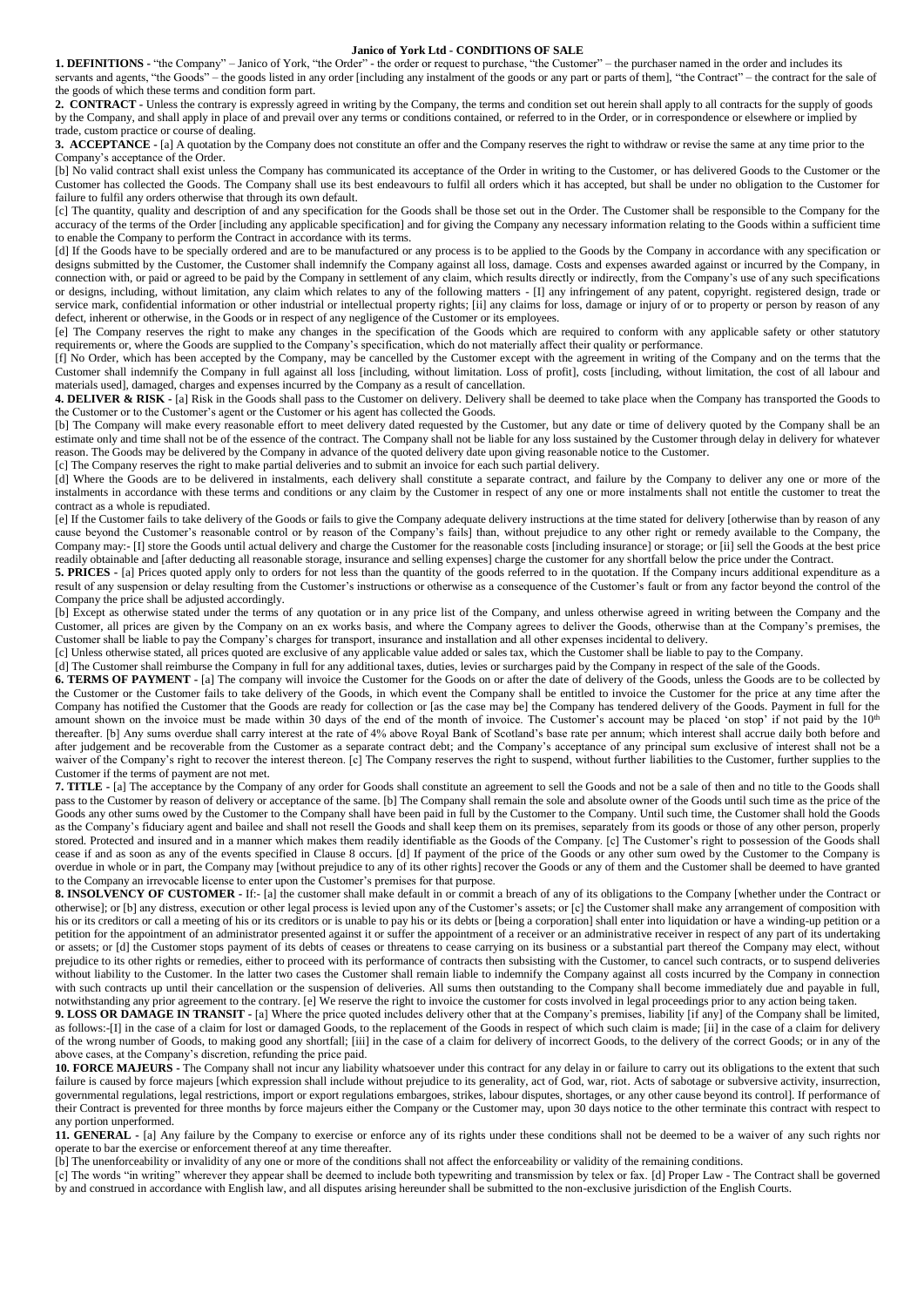# Janico of York Ltd - CONDITIONS OF SALE

**1. DEFINITIONS -** "the Company" – Janico of York, "the Order" - the order or request to purchase, "the Customer" – the purchaser named in the order and includes its servants and agents, "the Goods" – the goods listed in any order [including any instalment of the goods or any part or parts of them], "the Contract" – the contract for the sale of the goods of which these terms and condition form part.

**2. CONTRACT -** Unless the contrary is expressly agreed in writing by the Company, the terms and condition set out herein shall apply to all contracts for the supply of goods by the Company, and shall apply in place of and prevail over any terms or conditions contained, or referred to in the Order, or in correspondence or elsewhere or implied by trade, custom practice or course of dealing.

**3. ACCEPTANCE -** [a] A quotation by the Company does not constitute an offer and the Company reserves the right to withdraw or revise the same at any time prior to the Company's acceptance of the Order.

[b] No valid contract shall exist unless the Company has communicated its acceptance of the Order in writing to the Customer, or has delivered Goods to the Customer or the Customer has collected the Goods. The Company shall use its best endeavours to fulfil all orders which it has accepted, but shall be under no obligation to the Customer for failure to fulfil any orders otherwise that through its own default.

[c] The quantity, quality and description of and any specification for the Goods shall be those set out in the Order. The Customer shall be responsible to the Company for the accuracy of the terms of the Order [including any applicable specification] and for giving the Company any necessary information relating to the Goods within a sufficient time to enable the Company to perform the Contract in accordance with its terms.

[d] If the Goods have to be specially ordered and are to be manufactured or any process is to be applied to the Goods by the Company in accordance with any specification or designs submitted by the Customer, the Customer shall indemnify the Company against all loss, damage. Costs and expenses awarded against or incurred by the Company, in connection with, or paid or agreed to be paid by the Company in settlement of any claim, which results directly or indirectly, from the Company's use of any such specifications or designs, including, without limitation, any claim which relates to any of the following matters - [I] any infringement of any patent, copyright. registered design, trade or service mark, confidential information or other industrial or intellectual property rights; [ii] any claims for loss, damage or injury of or to property or person by reason of any defect, inherent or otherwise, in the Goods or in respect of any negligence of the Customer or its employees.

[e] The Company reserves the right to make any changes in the specification of the Goods which are required to conform with any applicable safety or other statutory requirements or, where the Goods are supplied to the Company's specification, which do not materially affect their quality or performance.

[f] No Order, which has been accepted by the Company, may be cancelled by the Customer except with the agreement in writing of the Company and on the terms that the Customer shall indemnify the Company in full against all loss [including, without limitation. Loss of profit], costs [including, without limitation, the cost of all labour and materials used], damaged, charges and expenses incurred by the Company as a result of cancellation.

**4. DELIVER & RISK -** [a] Risk in the Goods shall pass to the Customer on delivery. Delivery shall be deemed to take place when the Company has transported the Goods to the Customer or to the Customer's agent or the Customer or his agent has collected the Goods.

[b] The Company will make every reasonable effort to meet delivery dated requested by the Customer, but any date or time of delivery quoted by the Company shall be an estimate only and time shall not be of the essence of the contract. The Company shall not be liable for any loss sustained by the Customer through delay in delivery for whatever reason. The Goods may be delivered by the Company in advance of the quoted delivery date upon giving reasonable notice to the Customer.

[c] The Company reserves the right to make partial deliveries and to submit an invoice for each such partial delivery.

[d] Where the Goods are to be delivered in instalments, each delivery shall constitute a separate contract, and failure by the Company to deliver any one or more of the instalments in accordance with these terms and conditions or any claim by the Customer in respect of any one or more instalments shall not entitle the customer to treat the contract as a whole is repudiated.

[e] If the Customer fails to take delivery of the Goods or fails to give the Company adequate delivery instructions at the time stated for delivery [otherwise than by reason of any cause beyond the Customer's reasonable control or by reason of the Company's fails] than, without prejudice to any other right or remedy available to the Company, the Company may:- [I] store the Goods until actual delivery and charge the Customer for the reasonable costs [including insurance] or storage; or [ii] sell the Goods at the best price readily obtainable and [after deducting all reasonable storage, insurance and selling expenses] charge the customer for any shortfall below the price under the Contract.

**5. PRICES -** [a] Prices quoted apply only to orders for not less than the quantity of the goods referred to in the quotation. If the Company incurs additional expenditure as a result of any suspension or delay resulting from the Customer's instructions or otherwise as a consequence of the Customer's fault or from any factor beyond the control of the Company the price shall be adjusted accordingly.

[b] Except as otherwise stated under the terms of any quotation or in any price list of the Company, and unless otherwise agreed in writing between the Company and the Customer, all prices are given by the Company on an ex works basis, and where the Company agrees to deliver the Goods, otherwise than at the Company's premises, the Customer shall be liable to pay the Company's charges for transport, insurance and installation and all other expenses incidental to delivery.

[c] Unless otherwise stated, all prices quoted are exclusive of any applicable value added or sales tax, which the Customer shall be liable to pay to the Company.

[d] The Customer shall reimburse the Company in full for any additional taxes, duties, levies or surcharges paid by the Company in respect of the sale of the Goods.

**6. TERMS OF PAYMENT -** [a] The company will invoice the Customer for the Goods on or after the date of delivery of the Goods, unless the Goods are to be collected by the Customer or the Customer fails to take delivery of the Goods, in which event the Company shall be entitled to invoice the Customer for the price at any time after the Company has notified the Customer that the Goods are ready for collection or [as the case may be] the Company has tendered delivery of the Goods. Payment in full for the amount shown on the invoice must be made within 30 days of the end of the month of invoice. The Customer's account may be placed 'on stop' if not paid by the 10th thereafter. [b] Any sums overdue shall carry interest at the rate of 4% above Royal Bank of Scotland's base rate per annum; which interest shall accrue daily both before and after judgement and be recoverable from the Customer as a separate contract debt; and the Company's acceptance of any principal sum exclusive of interest shall not be a waiver of the Company's right to recover the interest thereon. [c] The Company reserves the right to suspend, without further liabilities to the Customer, further supplies to the Customer if the terms of payment are not met.

**7. TITLE -** [a] The acceptance by the Company of any order for Goods shall constitute an agreement to sell the Goods and not be a sale of then and no title to the Goods shall pass to the Customer by reason of delivery or acceptance of the same. [b] The Company shall remain the sole and absolute owner of the Goods until such time as the price of the Goods any other sums owed by the Customer to the Company shall have been paid in full by the Customer to the Company. Until such time, the Customer shall hold the Goods as the Company's fiduciary agent and bailee and shall not resell the Goods and shall keep them on its premises, separately from its goods or those of any other person, properly stored. Protected and insured and in a manner which makes them readily identifiable as the Goods of the Company. [c] The Customer's right to possession of the Goods shall cease if and as soon as any of the events specified in Clause 8 occurs. [d] If payment of the price of the Goods or any other sum owed by the Customer to the Company is overdue in whole or in part, the Company may [without prejudice to any of its other rights] recover the Goods or any of them and the Customer shall be deemed to have granted to the Company an irrevocable license to enter upon the Customer's premises for that purpose.

**8. INSOLVENCY OF CUSTOMER -** If:- [a] the customer shall make default in or commit a breach of any of its obligations to the Company [whether under the Contract or otherwise]; or [b] any distress, execution or other legal process is levied upon any of the Customer's assets; or [c] the Customer shall make any arrangement of composition with his or its creditors or call a meeting of his or its creditors or is unable to pay his or its debts or [being a corporation] shall enter into liquidation or have a winding-up petition or a petition for the appointment of an administrator presented against it or suffer the appointment of a receiver or an administrative receiver in respect of any part of its undertaking or assets; or [d] the Customer stops payment of its debts of ceases or threatens to cease carrying on its business or a substantial part thereof the Company may elect, without prejudice to its other rights or remedies, either to proceed with its performance of contracts then subsisting with the Customer, to cancel such contracts, or to suspend deliveries without liability to the Customer. In the latter two cases the Customer shall remain liable to indemnify the Company against all costs incurred by the Company in connection with such contracts up until their cancellation or the suspension of deliveries. All sums then outstanding to the Company shall become immediately due and payable in full, notwithstanding any prior agreement to the contrary. [e] We reserve the right to invoice the customer for costs involved in legal proceedings prior to any action being taken.

**9. LOSS OR DAMAGE IN TRANSIT -** [a] Where the price quoted includes delivery other that at the Company's premises, liability [if any] of the Company shall be limited, as follows:-[I] in the case of a claim for lost or damaged Goods, to the replacement of the Goods in respect of which such claim is made; [ii] in the case of a claim for delivery of the wrong number of Goods, to making good any shortfall; [iii] in the case of a claim for delivery of incorrect Goods, to the delivery of the correct Goods; or in any of the above cases, at the Company's discretion, refunding the price paid.

**10. FORCE MAJEURS -** The Company shall not incur any liability whatsoever under this contract for any delay in or failure to carry out its obligations to the extent that such failure is caused by force majeurs [which expression shall include without prejudice to its generality, act of God, war, riot. Acts of sabotage or subversive activity, insurrection, governmental regulations, legal restrictions, import or export regulations embargoes, strikes, labour disputes, shortages, or any other cause beyond its control]. If performance of their Contract is prevented for three months by force majeurs either the Company or the Customer may, upon 30 days notice to the other terminate this contract with respect to any portion unperformed.

**11. GENERAL -** [a] Any failure by the Company to exercise or enforce any of its rights under these conditions shall not be deemed to be a waiver of any such rights nor operate to bar the exercise or enforcement thereof at any time thereafter.

[b] The unenforceability or invalidity of any one or more of the conditions shall not affect the enforceability or validity of the remaining conditions.

[c] The words "in writing" wherever they appear shall be deemed to include both typewriting and transmission by telex or fax. [d] Proper Law - The Contract shall be governed by and construed in accordance with English law, and all disputes arising hereunder shall be submitted to the non-exclusive jurisdiction of the English Courts.